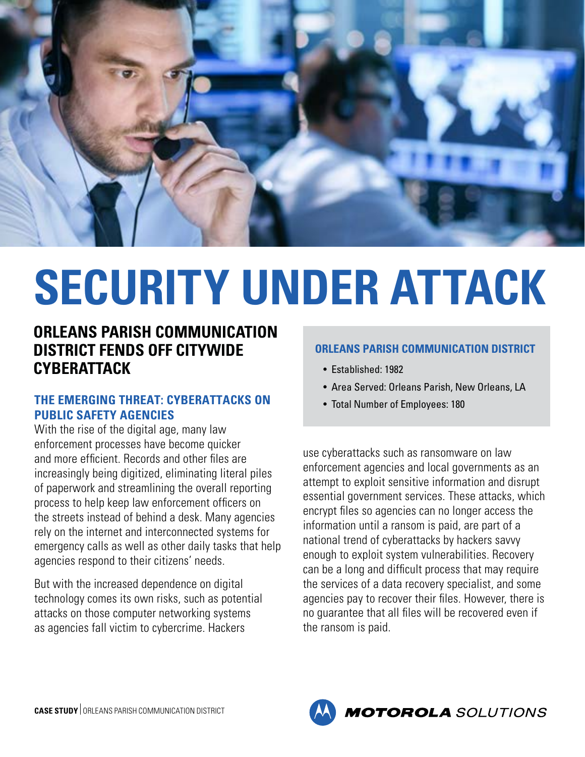# SECURITY UNDER ATTACK

## ORLEANS PARISH COMMUNICATION DISTRICT FENDS OFF CITYWIDE CYBERATTACK

### ORLEANS PARISH COMMUNICATION DISTRICT

- Established: 1982
- Area Served: Orleans Parish, New Orleans, LA
- Total Number of Employees: 180

### THE EMERGING THREAT: CYBERATTACKS ON PUBLIC SAFETY AGENCIES

With the rise of the digital age, many law enforcement processes have become quicker and more efficient. Records and other files are increasingly being digitized, eliminating literal piles of paperwork and streamlining the overall reporting process to help keep law enforcement officers on the streets instead of behind a desk. Many agencies rely on the internet and interconnected systems for emergency calls as well as other daily tasks that help agencies respond to their citizens' needs.

But with the increased dependence on digital technology comes its own risks, such as potential attacks on those computer networking systems as agencies fall victim to cybercrime. Hackers use cyberattacks such as ransomware on law enforcement agencies and local governments as an attempt to exploit sensitive information and disrupt essential government services. These attacks, which encrypt files so agencies can no longer access the information until a ransom is paid, are part of a national trend of cyberattacks by hackers savvy enough to exploit system vulnerabilities. Recovery can be a long and difficult process that may require the services of a data recovery specialist, and some agencies pay to recover their files. However, there is no guarantee that all files will be recovered even if the ransom is paid.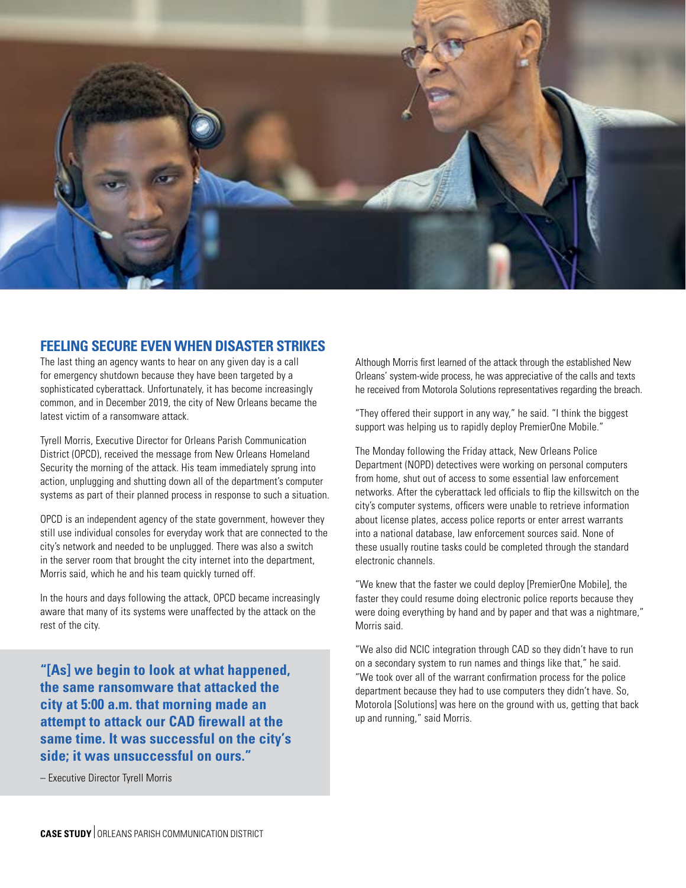## FEELING SECURE EVEN WHEN DISASTER STRIKES

The last thing an agency wants to hear on any given day is a call for emergency shutdown because they have been targeted by a sophisticated cyberattack. Unfortunately, it has become increasingly common, and in December 2019, the city of New Orleans became the latest victim of a ransomware attack.

Tyrell Morris, Executive Director for Orleans Parish Communication District (OPCD), received the message from New Orleans Homeland Security the morning of the attack. His team immediately sprung into action, unplugging and shutting down all of the department's computer systems as part of their planned process in response to such a situation.

OPCD is an independent agency of the state government, however they still use individual consoles for everyday work that are connected to the city's network and needed to be unplugged. There was also a switch in the server room that brought the city internet into the department, Morris said, which he and his team quickly turned off.

In the hours and days following the attack, OPCD became increasingly aware that many of its systems were unaffected by the attack on the rest of the city.

> **"[As] we begin to look at what happened, the same ransomware that attacked the city at 5:00 a.m. that morning made an attempt to attack our CAD firewall at the same time. It was successful on the city's side; it was unsuccessful on ours."**
>
> – Executive Director Tyrell Morris

Although Morris first learned of the attack through the established New Orleans' system-wide process, he was appreciative of the calls and texts he received from Motorola Solutions representatives regarding the breach.

"They offered their support in any way," he said. "I think the biggest support was helping us to rapidly deploy PremierOne Mobile."

The Monday following the Friday attack, New Orleans Police Department (NOPD) detectives were working on personal computers from home, shut out of access to some essential law enforcement networks. After the cyberattack led officials to flip the killswitch on the city's computer systems, officers were unable to retrieve information about license plates, access police reports or enter arrest warrants into a national database, law enforcement sources said. None of these usually routine tasks could be completed through the standard electronic channels.

"We knew that the faster we could deploy [PremierOne Mobile], the faster they could resume doing electronic police reports because they were doing everything by hand and by paper and that was a nightmare," Morris said.

"We also did NCIC integration through CAD so they didn't have to run on a secondary system to run names and things like that," he said. "We took over all of the warrant confirmation process for the police department because they had to use computers they didn't have. So, Motorola [Solutions] was here on the ground with us, getting that back up and running," said Morris.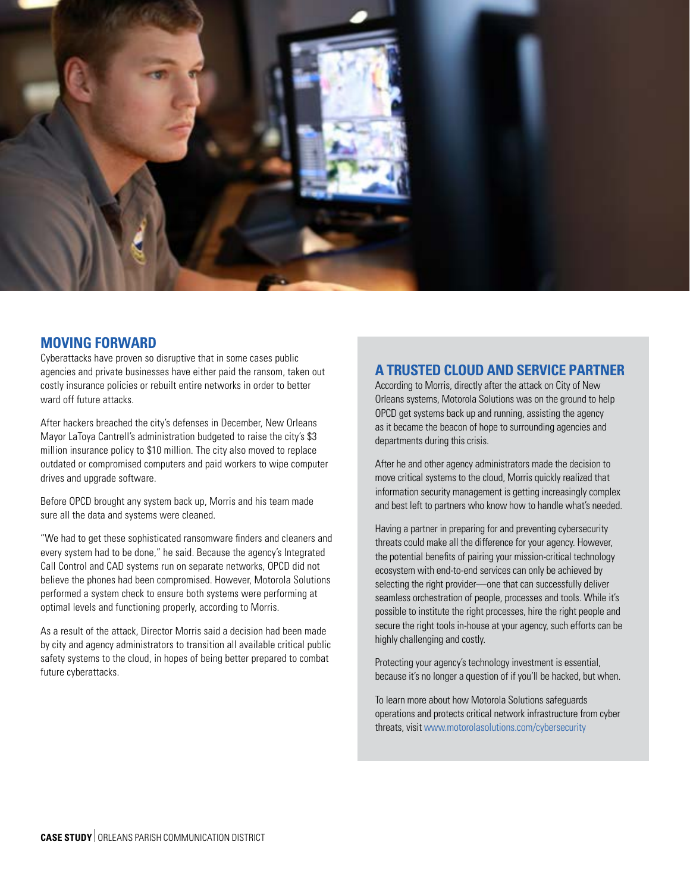## MOVING FORWARD

Cyberattacks have proven so disruptive that in some cases public agencies and private businesses have either paid the ransom, taken out costly insurance policies or rebuilt entire networks in order to better ward off future attacks.

After hackers breached the city's defenses in December, New Orleans Mayor LaToya Cantrell's administration budgeted to raise the city's $3 million insurance policy to $10 million. The city also moved to replace outdated or compromised computers and paid workers to wipe computer drives and upgrade software.

Before OPCD brought any system back up, Morris and his team made sure all the data and systems were cleaned.

"We had to get these sophisticated ransomware finders and cleaners and every system had to be done," he said. Because the agency's Integrated Call Control and CAD systems run on separate networks, OPCD did not believe the phones had been compromised. However, Motorola Solutions performed a system check to ensure both systems were performing at optimal levels and functioning properly, according to Morris.

As a result of the attack, Director Morris said a decision had been made by city and agency administrators to transition all available critical public safety systems to the cloud, in hopes of being better prepared to combat future cyberattacks.

## A TRUSTED CLOUD AND SERVICE PARTNER

According to Morris, directly after the attack on City of New Orleans systems, Motorola Solutions was on the ground to help OPCD get systems back up and running, assisting the agency as it became the beacon of hope to surrounding agencies and departments during this crisis.

After he and other agency administrators made the decision to move critical systems to the cloud, Morris quickly realized that information security management is getting increasingly complex and best left to partners who know how to handle what's needed.

Having a partner in preparing for and preventing cybersecurity threats could make all the difference for your agency. However, the potential benefits of pairing your mission-critical technology ecosystem with end-to-end services can only be achieved by selecting the right provider—one that can successfully deliver seamless orchestration of people, processes and tools. While it's possible to institute the right processes, hire the right people and secure the right tools in-house at your agency, such efforts can be highly challenging and costly.

Protecting your agency's technology investment is essential, because it's no longer a question of if you'll be hacked, but when.

To learn more about how Motorola Solutions safeguards operations and protects critical network infrastructure from cyber threats, visit www.motorolasolutions.com/cybersecurity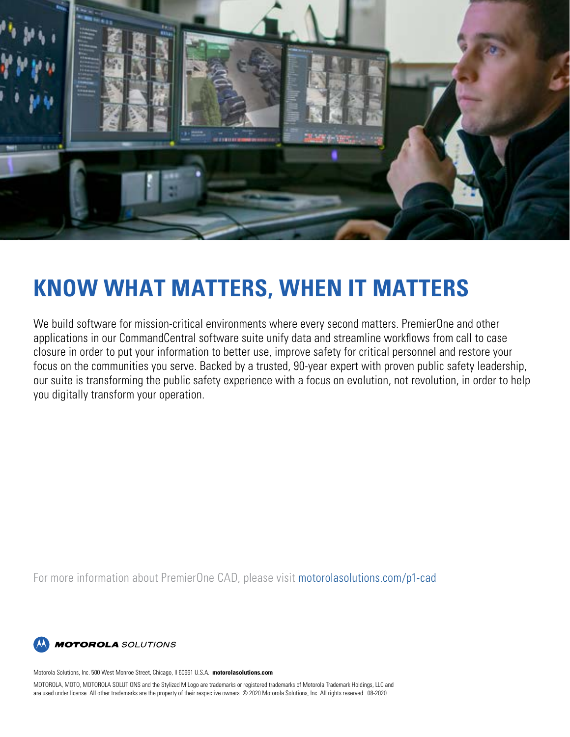# KNOW WHAT MATTERS, WHEN IT MATTERS

We build software for mission-critical environments where every second matters. PremierOne and other applications in our CommandCentral software suite unify data and streamline workflows from call to case closure in order to put your information to better use, improve safety for critical personnel and restore your focus on the communities you serve. Backed by a trusted, 90-year expert with proven public safety leadership, our suite is transforming the public safety experience with a focus on evolution, not revolution, in order to help you digitally transform your operation.

For more information about PremierOne CAD, please visit motorolasolutions.com/p1-cad

**MOTOROLA** SOLUTIONS

Motorola Solutions, Inc. 500 West Monroe Street, Chicago, Il 60661 U.S.A. **motorolasolutions.com**

MOTOROLA, MOTO, MOTOROLA SOLUTIONS and the Stylized M Logo are trademarks or registered trademarks of Motorola Trademark Holdings, LLC and are used under license. All other trademarks are the property of their respective owners. © 2020 Motorola Solutions, Inc. All rights reserved. 08-2020